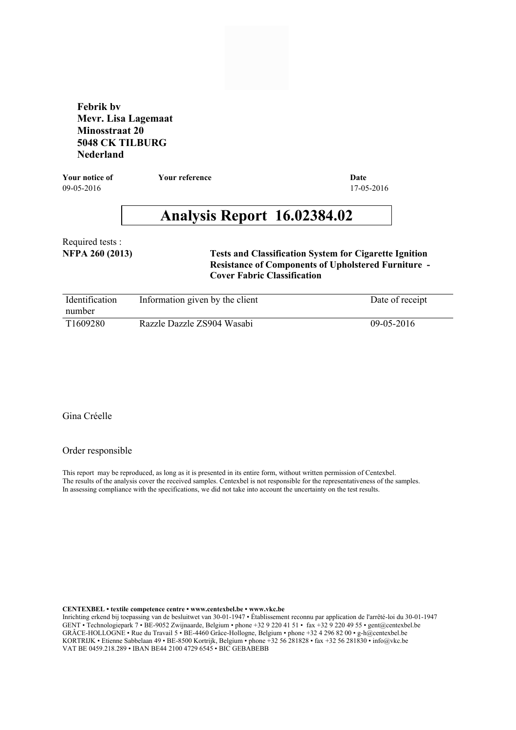**Febrik bv**
**Mevr. Lisa Lagemaat**
**Minosstraat 20**
**5048 CK TILBURG**
**Nederland**

| **Your notice of** | **Your reference** | **Date** |
|---|---|---|
| 09-05-2016 | | 17-05-2016 |

# Analysis Report 16.02384.02

Required tests :

**NFPA 260 (2013)** — **Tests and Classification System for Cigarette Ignition Resistance of Components of Upholstered Furniture - Cover Fabric Classification**

| Identification number | Information given by the client | Date of receipt |
|---|---|---|
| T1609280 | Razzle Dazzle ZS904 Wasabi | 09-05-2016 |

Gina Créelle

Order responsible

This report may be reproduced, as long as it is presented in its entire form, without written permission of Centexbel.
The results of the analysis cover the received samples. Centexbel is not responsible for the representativeness of the samples.
In assessing compliance with the specifications, we did not take into account the uncertainty on the test results.

**CENTEXBEL • textile competence centre • www.centexbel.be • www.vkc.be**
Inrichting erkend bij toepassing van de besluitwet van 30-01-1947 • Établissement reconnu par application de l'arrêté-loi du 30-01-1947
GENT • Technologiepark 7 • BE-9052 Zwijnaarde, Belgium • phone +32 9 220 41 51 • fax +32 9 220 49 55 • gent@centexbel.be
GRÂCE-HOLLOGNE • Rue du Travail 5 • BE-4460 Grâce-Hollogne, Belgium • phone +32 4 296 82 00 • g-h@centexbel.be
KORTRIJK • Etienne Sabbelaan 49 • BE-8500 Kortrijk, Belgium • phone +32 56 281828 • fax +32 56 281830 • info@vkc.be
VAT BE 0459.218.289 • IBAN BE44 2100 4729 6545 • BIC GEBABEBB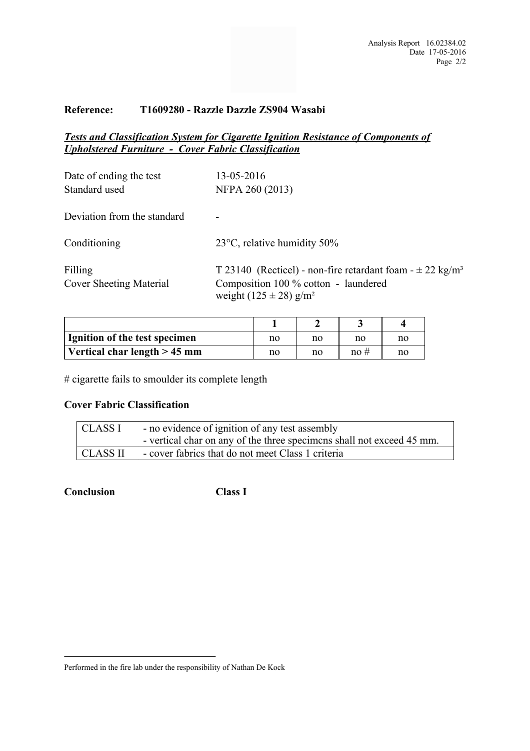**Reference: T1609280 - Razzle Dazzle ZS904 Wasabi**

***Tests and Classification System for Cigarette Ignition Resistance of Components of Upholstered Furniture - Cover Fabric Classification***

Date of ending the test 13-05-2016
Standard used NFPA 260 (2013)

Deviation from the standard -

Conditioning 23°C, relative humidity 50%

Filling T 23140 (Recticel) - non-fire retardant foam - ± 22 kg/m³
Cover Sheeting Material Composition 100 % cotton - laundered
weight (125 ± 28) g/m²

| | 1 | 2 | 3 | 4 |
|---|---|---|---|---|
| **Ignition of the test specimen** | no | no | no | no |
| **Vertical char length > 45 mm** | no | no | no # | no |

# cigarette fails to smoulder its complete length

**Cover Fabric Classification**

| | |
|---|---|
| CLASS I | - no evidence of ignition of any test assembly<br>- vertical char on any of the three specimcns shall not exceed 45 mm. |
| CLASS II | - cover fabrics that do not meet Class 1 criteria |

**Conclusion** **Class I**

Performed in the fire lab under the responsibility of Nathan De Kock